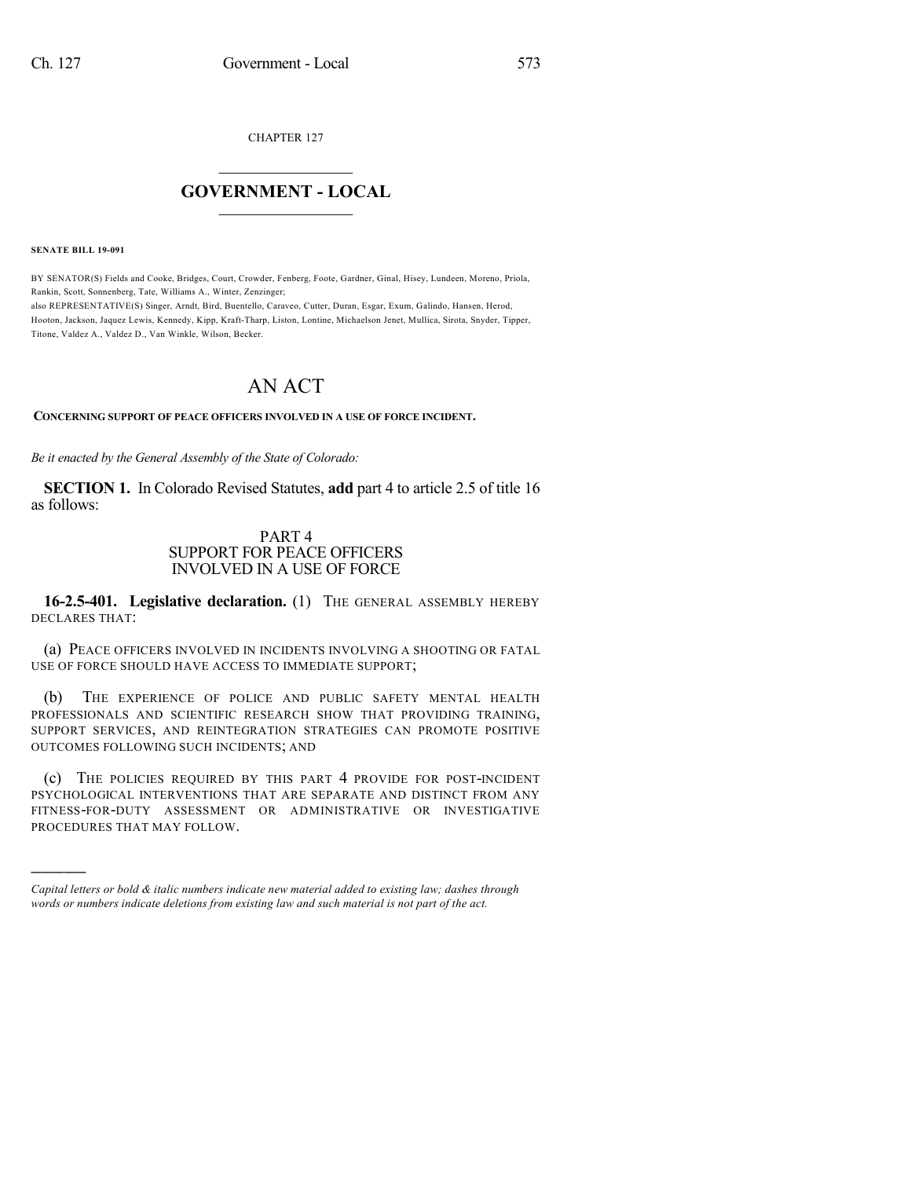CHAPTER 127

# GOVERNMENT - LOCAL

**SENATE BILL 19-091**

BY SENATOR(S) Fields and Cooke, Bridges, Court, Crowder, Fenberg, Foote, Gardner, Ginal, Hisey, Lundeen, Moreno, Priola, Rankin, Scott, Sonnenberg, Tate, Williams A., Winter, Zenzinger;
also REPRESENTATIVE(S) Singer, Arndt, Bird, Buentello, Caraveo, Cutter, Duran, Esgar, Exum, Galindo, Hansen, Herod, Hooton, Jackson, Jaquez Lewis, Kennedy, Kipp, Kraft-Tharp, Liston, Lontine, Michaelson Jenet, Mullica, Sirota, Snyder, Tipper, Titone, Valdez A., Valdez D., Van Winkle, Wilson, Becker.

# AN ACT

**CONCERNING SUPPORT OF PEACE OFFICERS INVOLVED IN A USE OF FORCE INCIDENT.**

*Be it enacted by the General Assembly of the State of Colorado:*

**SECTION 1.** In Colorado Revised Statutes, **add** part 4 to article 2.5 of title 16 as follows:

PART 4
SUPPORT FOR PEACE OFFICERS
INVOLVED IN A USE OF FORCE

**16-2.5-401. Legislative declaration.** (1) THE GENERAL ASSEMBLY HEREBY DECLARES THAT:

(a) PEACE OFFICERS INVOLVED IN INCIDENTS INVOLVING A SHOOTING OR FATAL USE OF FORCE SHOULD HAVE ACCESS TO IMMEDIATE SUPPORT;

(b) THE EXPERIENCE OF POLICE AND PUBLIC SAFETY MENTAL HEALTH PROFESSIONALS AND SCIENTIFIC RESEARCH SHOW THAT PROVIDING TRAINING, SUPPORT SERVICES, AND REINTEGRATION STRATEGIES CAN PROMOTE POSITIVE OUTCOMES FOLLOWING SUCH INCIDENTS; AND

(c) THE POLICIES REQUIRED BY THIS PART 4 PROVIDE FOR POST-INCIDENT PSYCHOLOGICAL INTERVENTIONS THAT ARE SEPARATE AND DISTINCT FROM ANY FITNESS-FOR-DUTY ASSESSMENT OR ADMINISTRATIVE OR INVESTIGATIVE PROCEDURES THAT MAY FOLLOW.

---

*Capital letters or bold & italic numbers indicate new material added to existing law; dashes through words or numbers indicate deletions from existing law and such material is not part of the act.*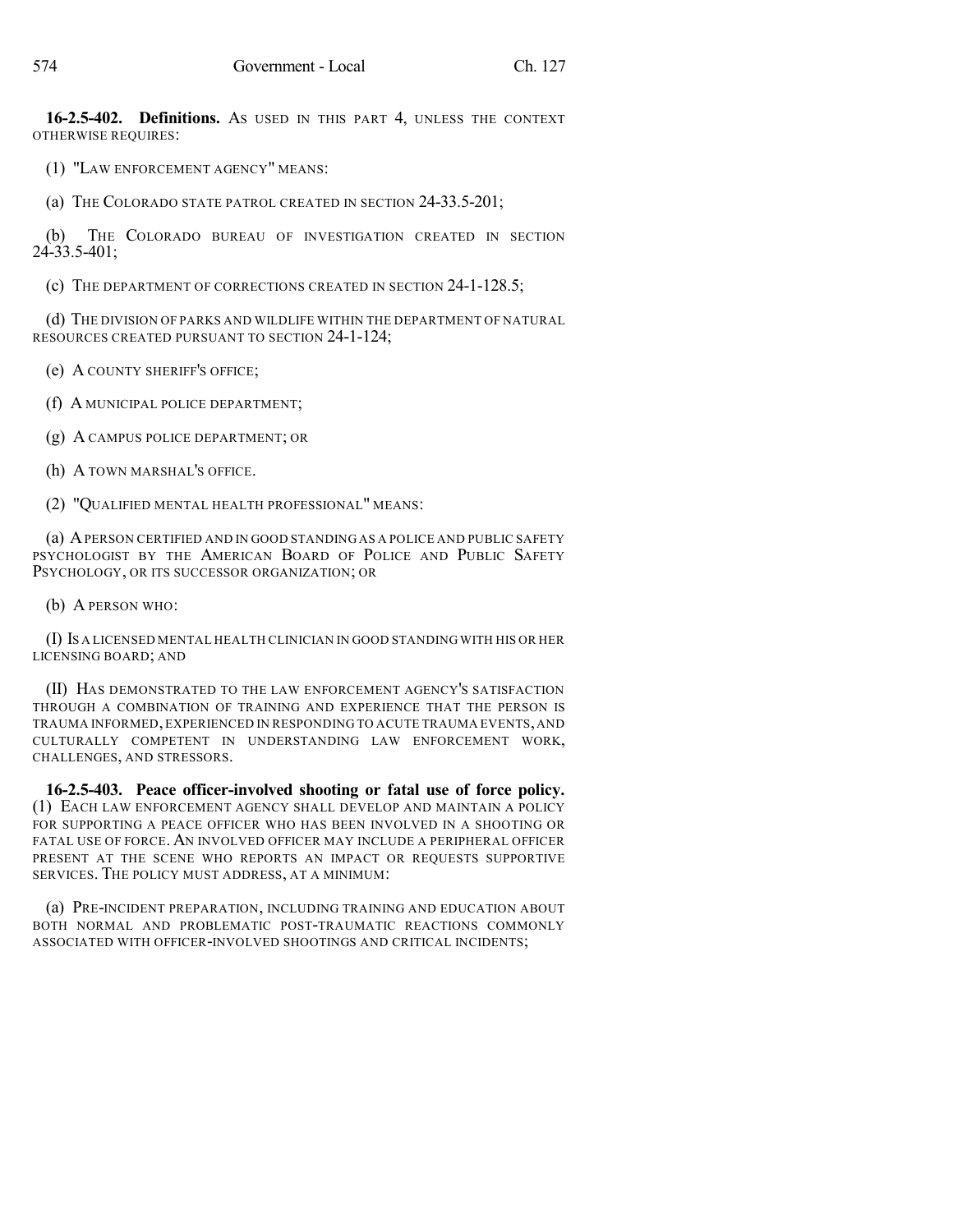**16-2.5-402. Definitions.** AS USED IN THIS PART 4, UNLESS THE CONTEXT OTHERWISE REQUIRES:

(1) "LAW ENFORCEMENT AGENCY" MEANS:

(a) THE COLORADO STATE PATROL CREATED IN SECTION 24-33.5-201;

(b) THE COLORADO BUREAU OF INVESTIGATION CREATED IN SECTION 24-33.5-401;

(c) THE DEPARTMENT OF CORRECTIONS CREATED IN SECTION 24-1-128.5;

(d) THE DIVISION OF PARKS AND WILDLIFE WITHIN THE DEPARTMENT OF NATURAL RESOURCES CREATED PURSUANT TO SECTION 24-1-124;

(e) A COUNTY SHERIFF'S OFFICE;

(f) A MUNICIPAL POLICE DEPARTMENT;

(g) A CAMPUS POLICE DEPARTMENT; OR

(h) A TOWN MARSHAL'S OFFICE.

(2) "QUALIFIED MENTAL HEALTH PROFESSIONAL" MEANS:

(a) A PERSON CERTIFIED AND IN GOOD STANDING AS A POLICE AND PUBLIC SAFETY PSYCHOLOGIST BY THE AMERICAN BOARD OF POLICE AND PUBLIC SAFETY PSYCHOLOGY, OR ITS SUCCESSOR ORGANIZATION; OR

(b) A PERSON WHO:

(I) IS A LICENSED MENTAL HEALTH CLINICIAN IN GOOD STANDING WITH HIS OR HER LICENSING BOARD; AND

(II) HAS DEMONSTRATED TO THE LAW ENFORCEMENT AGENCY'S SATISFACTION THROUGH A COMBINATION OF TRAINING AND EXPERIENCE THAT THE PERSON IS TRAUMA INFORMED, EXPERIENCED IN RESPONDING TO ACUTE TRAUMA EVENTS, AND CULTURALLY COMPETENT IN UNDERSTANDING LAW ENFORCEMENT WORK, CHALLENGES, AND STRESSORS.

**16-2.5-403. Peace officer-involved shooting or fatal use of force policy.** (1) EACH LAW ENFORCEMENT AGENCY SHALL DEVELOP AND MAINTAIN A POLICY FOR SUPPORTING A PEACE OFFICER WHO HAS BEEN INVOLVED IN A SHOOTING OR FATAL USE OF FORCE. AN INVOLVED OFFICER MAY INCLUDE A PERIPHERAL OFFICER PRESENT AT THE SCENE WHO REPORTS AN IMPACT OR REQUESTS SUPPORTIVE SERVICES. THE POLICY MUST ADDRESS, AT A MINIMUM:

(a) PRE-INCIDENT PREPARATION, INCLUDING TRAINING AND EDUCATION ABOUT BOTH NORMAL AND PROBLEMATIC POST-TRAUMATIC REACTIONS COMMONLY ASSOCIATED WITH OFFICER-INVOLVED SHOOTINGS AND CRITICAL INCIDENTS;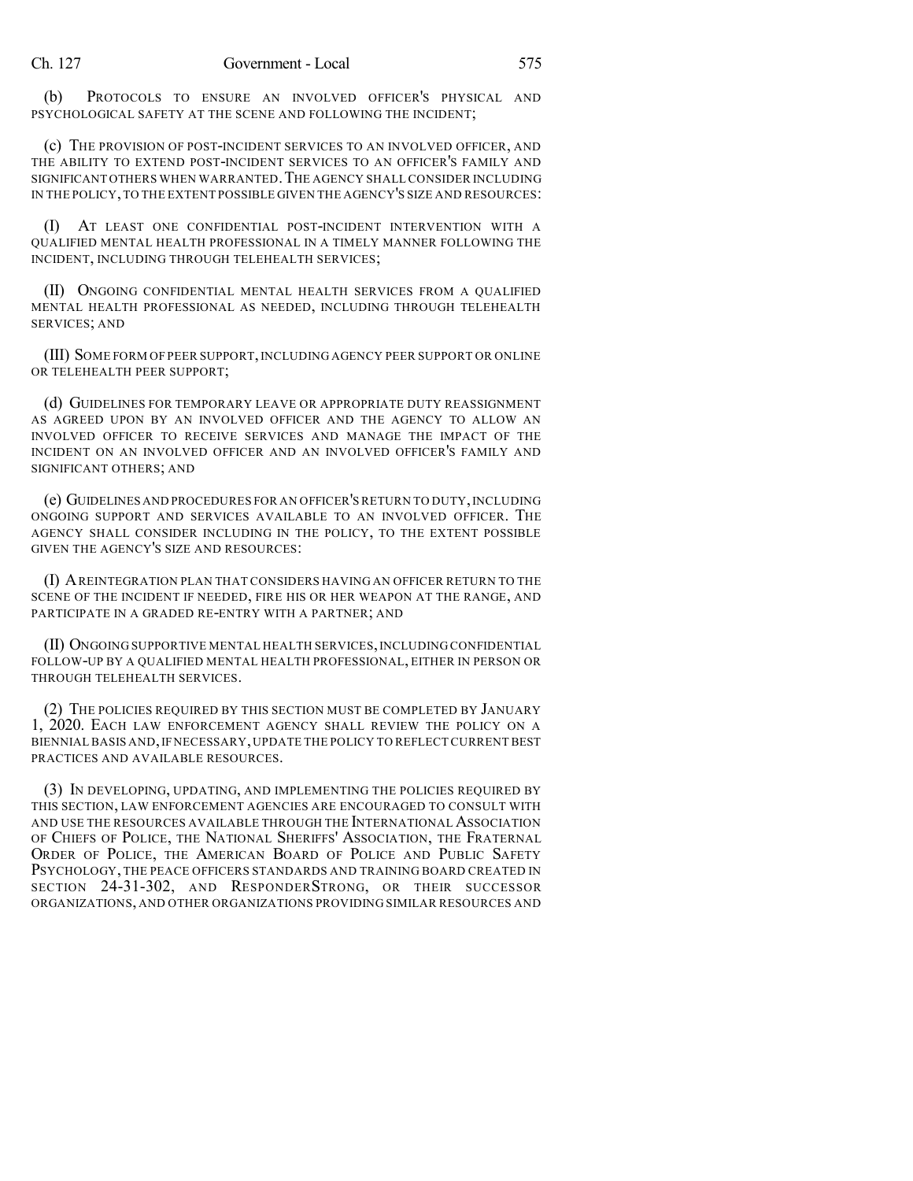(b) PROTOCOLS TO ENSURE AN INVOLVED OFFICER'S PHYSICAL AND PSYCHOLOGICAL SAFETY AT THE SCENE AND FOLLOWING THE INCIDENT;

(c) THE PROVISION OF POST-INCIDENT SERVICES TO AN INVOLVED OFFICER, AND THE ABILITY TO EXTEND POST-INCIDENT SERVICES TO AN OFFICER'S FAMILY AND SIGNIFICANT OTHERS WHEN WARRANTED. THE AGENCY SHALL CONSIDER INCLUDING IN THE POLICY, TO THE EXTENT POSSIBLE GIVEN THE AGENCY'S SIZE AND RESOURCES:

(I) AT LEAST ONE CONFIDENTIAL POST-INCIDENT INTERVENTION WITH A QUALIFIED MENTAL HEALTH PROFESSIONAL IN A TIMELY MANNER FOLLOWING THE INCIDENT, INCLUDING THROUGH TELEHEALTH SERVICES;

(II) ONGOING CONFIDENTIAL MENTAL HEALTH SERVICES FROM A QUALIFIED MENTAL HEALTH PROFESSIONAL AS NEEDED, INCLUDING THROUGH TELEHEALTH SERVICES; AND

(III) SOME FORM OF PEER SUPPORT, INCLUDING AGENCY PEER SUPPORT OR ONLINE OR TELEHEALTH PEER SUPPORT;

(d) GUIDELINES FOR TEMPORARY LEAVE OR APPROPRIATE DUTY REASSIGNMENT AS AGREED UPON BY AN INVOLVED OFFICER AND THE AGENCY TO ALLOW AN INVOLVED OFFICER TO RECEIVE SERVICES AND MANAGE THE IMPACT OF THE INCIDENT ON AN INVOLVED OFFICER AND AN INVOLVED OFFICER'S FAMILY AND SIGNIFICANT OTHERS; AND

(e) GUIDELINES AND PROCEDURES FOR AN OFFICER'S RETURN TO DUTY, INCLUDING ONGOING SUPPORT AND SERVICES AVAILABLE TO AN INVOLVED OFFICER. THE AGENCY SHALL CONSIDER INCLUDING IN THE POLICY, TO THE EXTENT POSSIBLE GIVEN THE AGENCY'S SIZE AND RESOURCES:

(I) A REINTEGRATION PLAN THAT CONSIDERS HAVING AN OFFICER RETURN TO THE SCENE OF THE INCIDENT IF NEEDED, FIRE HIS OR HER WEAPON AT THE RANGE, AND PARTICIPATE IN A GRADED RE-ENTRY WITH A PARTNER; AND

(II) ONGOING SUPPORTIVE MENTAL HEALTH SERVICES, INCLUDING CONFIDENTIAL FOLLOW-UP BY A QUALIFIED MENTAL HEALTH PROFESSIONAL, EITHER IN PERSON OR THROUGH TELEHEALTH SERVICES.

(2) THE POLICIES REQUIRED BY THIS SECTION MUST BE COMPLETED BY JANUARY 1, 2020. EACH LAW ENFORCEMENT AGENCY SHALL REVIEW THE POLICY ON A BIENNIAL BASIS AND, IF NECESSARY, UPDATE THE POLICY TO REFLECT CURRENT BEST PRACTICES AND AVAILABLE RESOURCES.

(3) IN DEVELOPING, UPDATING, AND IMPLEMENTING THE POLICIES REQUIRED BY THIS SECTION, LAW ENFORCEMENT AGENCIES ARE ENCOURAGED TO CONSULT WITH AND USE THE RESOURCES AVAILABLE THROUGH THE INTERNATIONAL ASSOCIATION OF CHIEFS OF POLICE, THE NATIONAL SHERIFFS' ASSOCIATION, THE FRATERNAL ORDER OF POLICE, THE AMERICAN BOARD OF POLICE AND PUBLIC SAFETY PSYCHOLOGY, THE PEACE OFFICERS STANDARDS AND TRAINING BOARD CREATED IN SECTION 24-31-302, AND RESPONDERSTRONG, OR THEIR SUCCESSOR ORGANIZATIONS, AND OTHER ORGANIZATIONS PROVIDING SIMILAR RESOURCES AND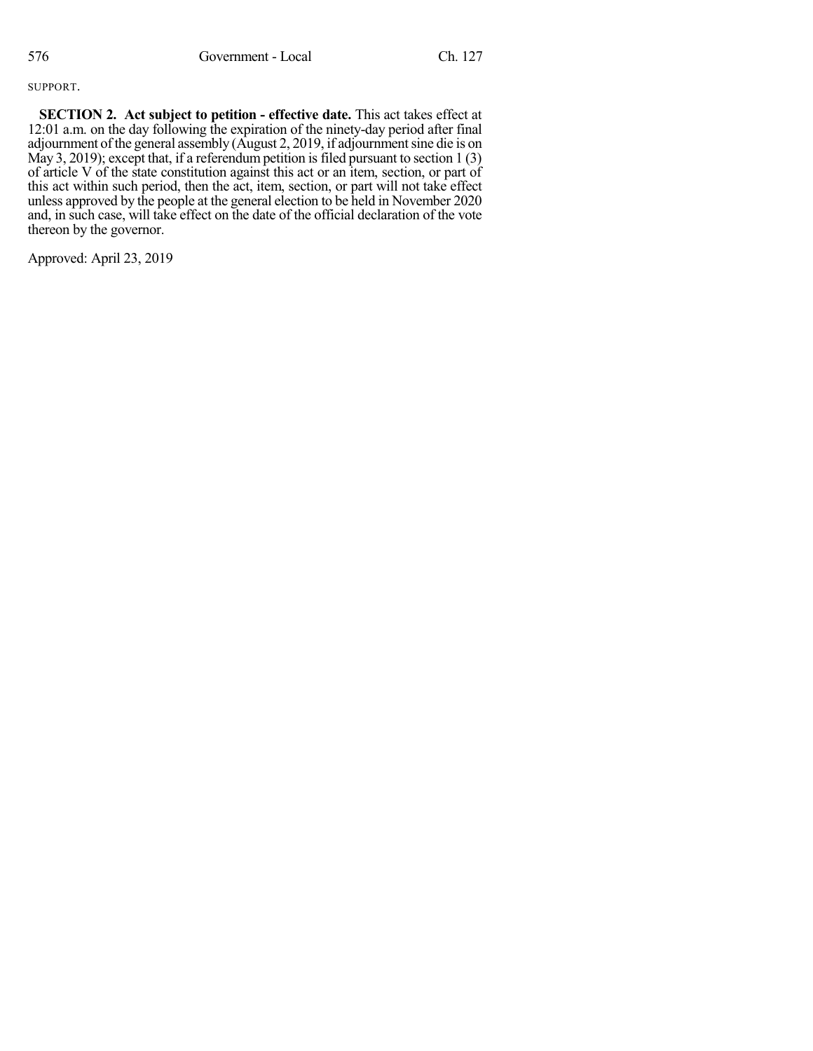SUPPORT.

**SECTION 2. Act subject to petition - effective date.** This act takes effect at 12:01 a.m. on the day following the expiration of the ninety-day period after final adjournment of the general assembly (August 2, 2019, if adjournment sine die is on May 3, 2019); except that, if a referendum petition is filed pursuant to section 1 (3) of article V of the state constitution against this act or an item, section, or part of this act within such period, then the act, item, section, or part will not take effect unless approved by the people at the general election to be held in November 2020 and, in such case, will take effect on the date of the official declaration of the vote thereon by the governor.

Approved: April 23, 2019